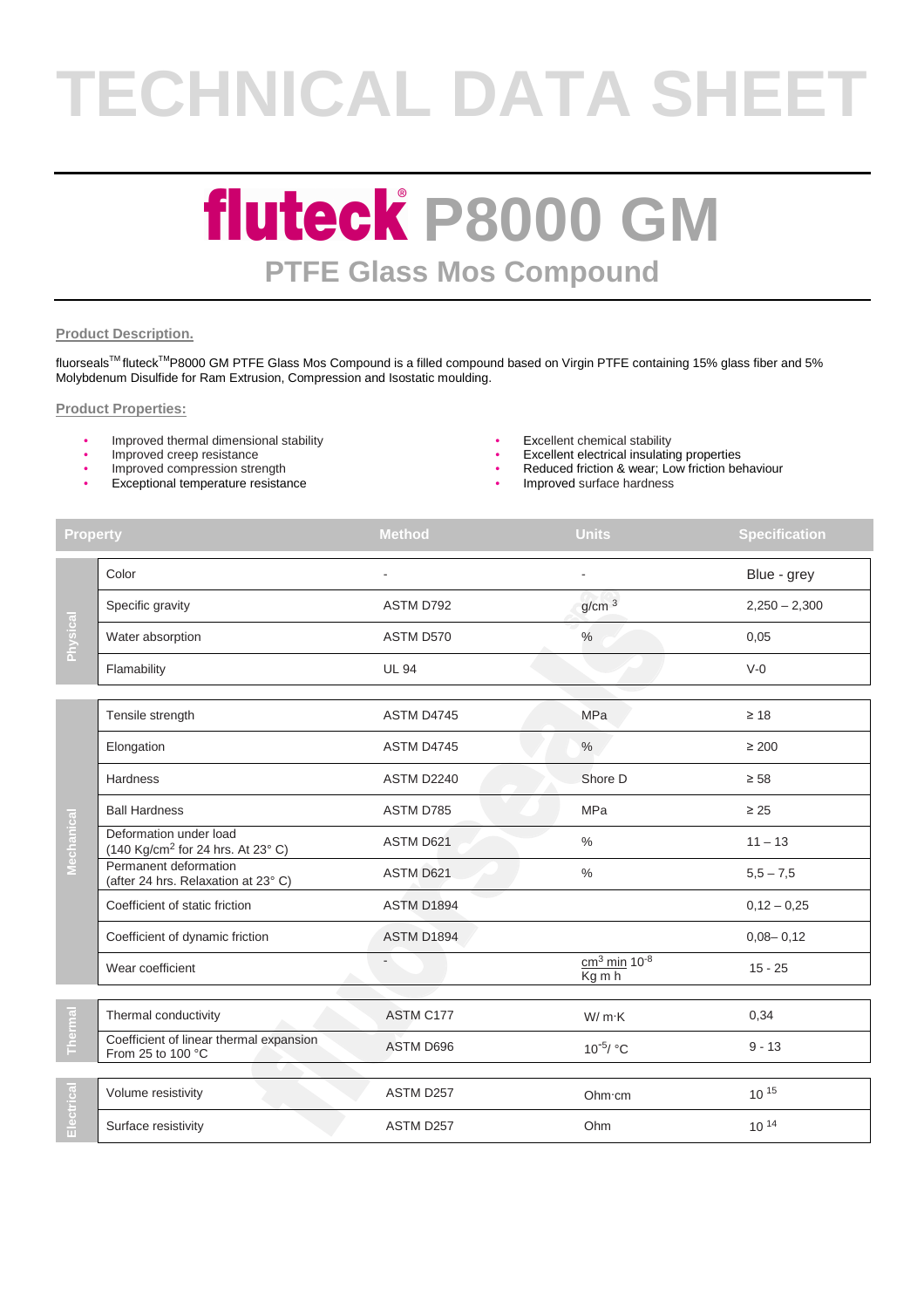# TECHNICAL DATA SHEET

# fluteck® P8000 GM

## PTFE Glass Mos Compound

**Product Description.**

fluorseals[TM] fluteck[TM] P8000 GM PTFE Glass Mos Compound is a filled compound based on Virgin PTFE containing 15% glass fiber and 5% Molybdenum Disulfide for Ram Extrusion, Compression and Isostatic moulding.

**Product Properties:**

- Improved thermal dimensional stability
- Improved creep resistance
- Improved compression strength
- Exceptional temperature resistance
- Excellent chemical stability
- Excellent electrical insulating properties
- Reduced friction & wear; Low friction behaviour
- Improved surface hardness

| | Property | Method | Units | Specification |
|---|---|---|---|---|
| Physical | Color | - | - | Blue - grey |
| | Specific gravity | ASTM D792 | $g/cm^3$ | 2,250 – 2,300 |
| | Water absorption | ASTM D570 | % | 0,05 |
| | Flamability | UL 94 | | V-0 |
| Mechanical | Tensile strength | ASTM D4745 | MPa | ≥ 18 |
| | Elongation | ASTM D4745 | % | ≥ 200 |
| | Hardness | ASTM D2240 | Shore D | ≥ 58 |
| | Ball Hardness | ASTM D785 | MPa | ≥ 25 |
| | Deformation under load (140 $Kg/cm^2$ for 24 hrs. At 23° C) | ASTM D621 | % | 11 – 13 |
| | Permanent deformation (after 24 hrs. Relaxation at 23° C) | ASTM D621 | % | 5,5 – 7,5 |
| | Coefficient of static friction | ASTM D1894 | | 0,12 – 0,25 |
| | Coefficient of dynamic friction | ASTM D1894 | | 0,08– 0,12 |
| | Wear coefficient | - | $\frac{cm^3 \text{ min } 10^{-8}}{Kg \text{ m h}}$ | 15 - 25 |
| Thermal | Thermal conductivity | ASTM C177 | W/ m·K | 0,34 |
| | Coefficient of linear thermal expansion From 25 to 100 °C | ASTM D696 | $10^{-5}$/ °C | 9 - 13 |
| Electrical | Volume resistivity | ASTM D257 | Ohm·cm | $10^{15}$ |
| | Surface resistivity | ASTM D257 | Ohm | $10^{14}$ |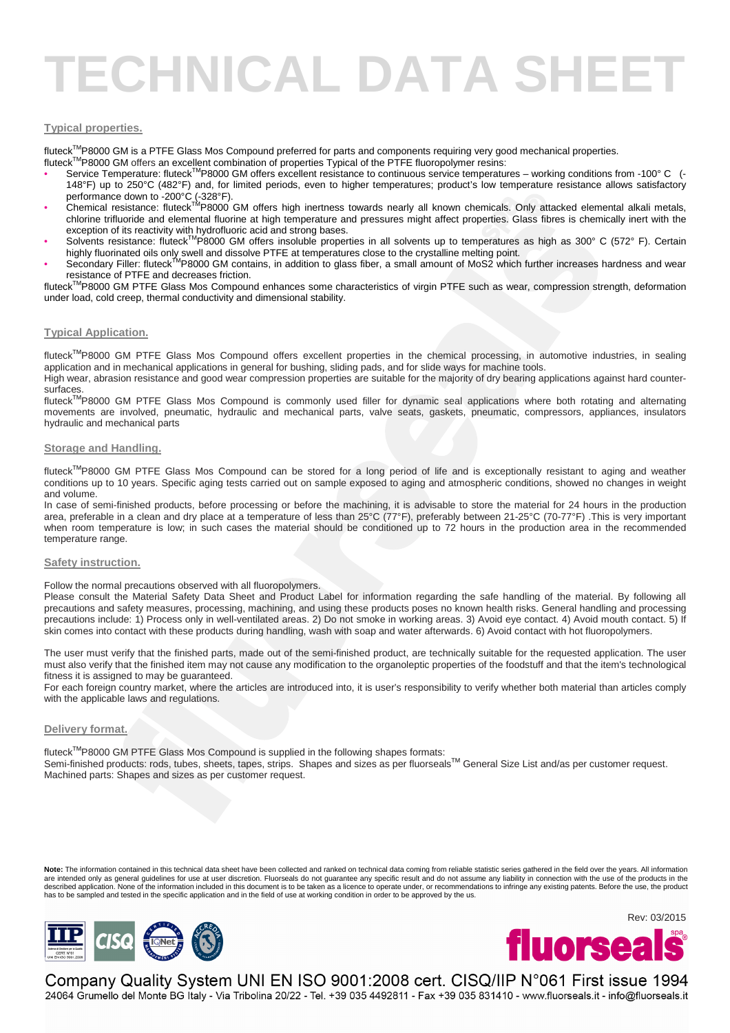# TECHNICAL DATA SHEET

## Typical properties.

fluteck™P8000 GM is a PTFE Glass Mos Compound preferred for parts and components requiring very good mechanical properties.
fluteck™P8000 GM offers an excellent combination of properties Typical of the PTFE fluoropolymer resins:

- Service Temperature: fluteck™P8000 GM offers excellent resistance to continuous service temperatures – working conditions from -100° C (-148°F) up to 250°C (482°F) and, for limited periods, even to higher temperatures; product's low temperature resistance allows satisfactory performance down to -200°C (-328°F).
- Chemical resistance: fluteck™P8000 GM offers high inertness towards nearly all known chemicals. Only attacked elemental alkali metals, chlorine trifluoride and elemental fluorine at high temperature and pressures might affect properties. Glass fibres is chemically inert with the exception of its reactivity with hydrofluoric acid and strong bases.
- Solvents resistance: fluteck™P8000 GM offers insoluble properties in all solvents up to temperatures as high as 300° C (572° F). Certain highly fluorinated oils only swell and dissolve PTFE at temperatures close to the crystalline melting point.
- Secondary Filler: fluteck™P8000 GM contains, in addition to glass fiber, a small amount of $MoS_2$ which further increases hardness and wear resistance of PTFE and decreases friction.

fluteck™P8000 GM PTFE Glass Mos Compound enhances some characteristics of virgin PTFE such as wear, compression strength, deformation under load, cold creep, thermal conductivity and dimensional stability.

## Typical Application.

fluteck™P8000 GM PTFE Glass Mos Compound offers excellent properties in the chemical processing, in automotive industries, in sealing application and in mechanical applications in general for bushing, sliding pads, and for slide ways for machine tools.
High wear, abrasion resistance and good wear compression properties are suitable for the majority of dry bearing applications against hard counter-surfaces.
fluteck™P8000 GM PTFE Glass Mos Compound is commonly used filler for dynamic seal applications where both rotating and alternating movements are involved, pneumatic, hydraulic and mechanical parts, valve seats, gaskets, pneumatic, compressors, appliances, insulators hydraulic and mechanical parts

## Storage and Handling.

fluteck™P8000 GM PTFE Glass Mos Compound can be stored for a long period of life and is exceptionally resistant to aging and weather conditions up to 10 years. Specific aging tests carried out on sample exposed to aging and atmospheric conditions, showed no changes in weight and volume.
In case of semi-finished products, before processing or before the machining, it is advisable to store the material for 24 hours in the production area, preferable in a clean and dry place at a temperature of less than 25°C (77°F), preferably between 21-25°C (70-77°F) .This is very important when room temperature is low; in such cases the material should be conditioned up to 72 hours in the production area in the recommended temperature range.

## Safety instruction.

Follow the normal precautions observed with all fluoropolymers.
Please consult the Material Safety Data Sheet and Product Label for information regarding the safe handling of the material. By following all precautions and safety measures, processing, machining, and using these products poses no known health risks. General handling and processing precautions include: 1) Process only in well-ventilated areas. 2) Do not smoke in working areas. 3) Avoid eye contact. 4) Avoid mouth contact. 5) If skin comes into contact with these products during handling, wash with soap and water afterwards. 6) Avoid contact with hot fluoropolymers.

The user must verify that the finished parts, made out of the semi-finished product, are technically suitable for the requested application. The user must also verify that the finished item may not cause any modification to the organoleptic properties of the foodstuff and that the item's technological fitness it is assigned to may be guaranteed.
For each foreign country market, where the articles are introduced into, it is user's responsibility to verify whether both material than articles comply with the applicable laws and regulations.

## Delivery format.

fluteck™P8000 GM PTFE Glass Mos Compound is supplied in the following shapes formats:
Semi-finished products: rods, tubes, sheets, tapes, strips. Shapes and sizes as per fluorseals™ General Size List and/as per customer request.
Machined parts: Shapes and sizes as per customer request.

**Note:** The information contained in this technical data sheet have been collected and ranked on technical data coming from reliable statistic series gathered in the field over the years. All information are intended only as general guidelines for use at user discretion. Fluorseals do not guarantee any specific result and do not assume any liability in connection with the use of the products in the described application. None of the information included in this document is to be taken as a licence to operate under, or recommendations to infringe any existing patents. Before the use, the product has to be sampled and tested in the specific application and in the field of use at working condition in order to be approved by the us.

Rev: 03/2015

fluorseals spa

Company Quality System UNI EN ISO 9001:2008 cert. CISQ/IIP N°061 First issue 1994
24064 Grumello del Monte BG Italy - Via Tribolina 20/22 - Tel. +39 035 4492811 - Fax +39 035 831410 - www.fluorseals.it - info@fluorseals.it